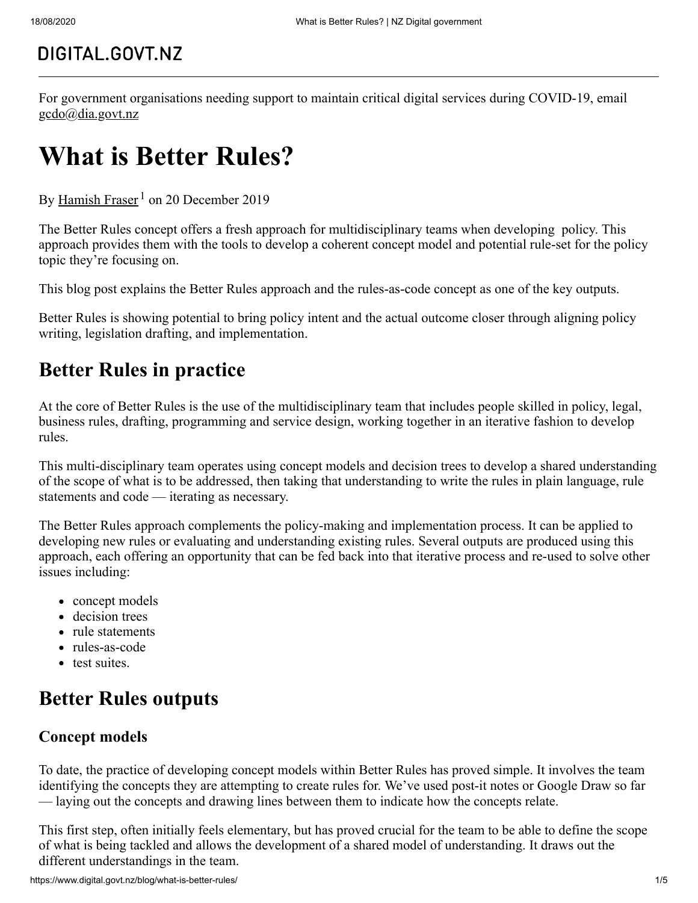DIGITAL.GOVT.NZ

For government organisations needing support to maintain critical digital services during COVID-19, email gcdo@dia.govt.nz

# What is Better Rules?

By Hamish Fraser[1] on 20 December 2019

The Better Rules concept offers a fresh approach for multidisciplinary teams when developing policy. This approach provides them with the tools to develop a coherent concept model and potential rule-set for the policy topic they're focusing on.

This blog post explains the Better Rules approach and the rules-as-code concept as one of the key outputs.

Better Rules is showing potential to bring policy intent and the actual outcome closer through aligning policy writing, legislation drafting, and implementation.

## Better Rules in practice

At the core of Better Rules is the use of the multidisciplinary team that includes people skilled in policy, legal, business rules, drafting, programming and service design, working together in an iterative fashion to develop rules.

This multi-disciplinary team operates using concept models and decision trees to develop a shared understanding of the scope of what is to be addressed, then taking that understanding to write the rules in plain language, rule statements and code — iterating as necessary.

The Better Rules approach complements the policy-making and implementation process. It can be applied to developing new rules or evaluating and understanding existing rules. Several outputs are produced using this approach, each offering an opportunity that can be fed back into that iterative process and re-used to solve other issues including:

- concept models
- decision trees
- rule statements
- rules-as-code
- test suites.

## Better Rules outputs

### Concept models

To date, the practice of developing concept models within Better Rules has proved simple. It involves the team identifying the concepts they are attempting to create rules for. We've used post-it notes or Google Draw so far — laying out the concepts and drawing lines between them to indicate how the concepts relate.

This first step, often initially feels elementary, but has proved crucial for the team to be able to define the scope of what is being tackled and allows the development of a shared model of understanding. It draws out the different understandings in the team.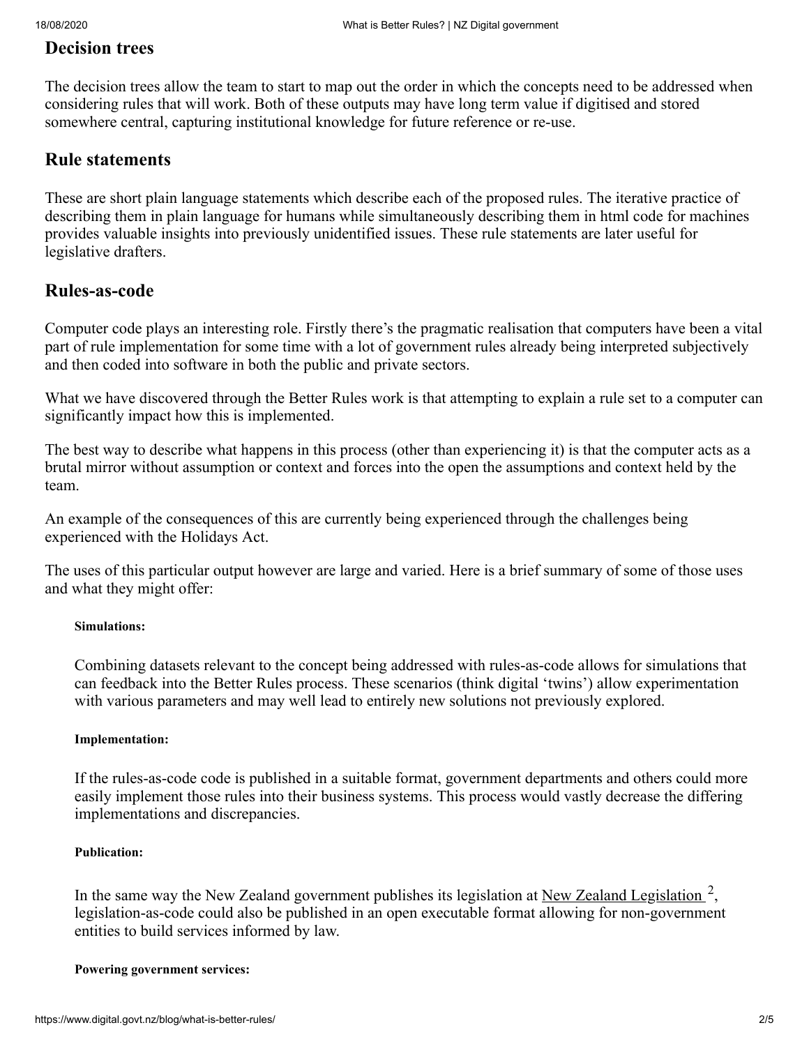## Decision trees

The decision trees allow the team to start to map out the order in which the concepts need to be addressed when considering rules that will work. Both of these outputs may have long term value if digitised and stored somewhere central, capturing institutional knowledge for future reference or re-use.

## Rule statements

These are short plain language statements which describe each of the proposed rules. The iterative practice of describing them in plain language for humans while simultaneously describing them in html code for machines provides valuable insights into previously unidentified issues. These rule statements are later useful for legislative drafters.

## Rules-as-code

Computer code plays an interesting role. Firstly there's the pragmatic realisation that computers have been a vital part of rule implementation for some time with a lot of government rules already being interpreted subjectively and then coded into software in both the public and private sectors.

What we have discovered through the Better Rules work is that attempting to explain a rule set to a computer can significantly impact how this is implemented.

The best way to describe what happens in this process (other than experiencing it) is that the computer acts as a brutal mirror without assumption or context and forces into the open the assumptions and context held by the team.

An example of the consequences of this are currently being experienced through the challenges being experienced with the Holidays Act.

The uses of this particular output however are large and varied. Here is a brief summary of some of those uses and what they might offer:

##### Simulations:

Combining datasets relevant to the concept being addressed with rules-as-code allows for simulations that can feedback into the Better Rules process. These scenarios (think digital 'twins') allow experimentation with various parameters and may well lead to entirely new solutions not previously explored.

##### Implementation:

If the rules-as-code code is published in a suitable format, government departments and others could more easily implement those rules into their business systems. This process would vastly decrease the differing implementations and discrepancies.

##### Publication:

In the same way the New Zealand government publishes its legislation at New Zealand Legislation [2], legislation-as-code could also be published in an open executable format allowing for non-government entities to build services informed by law.

##### Powering government services: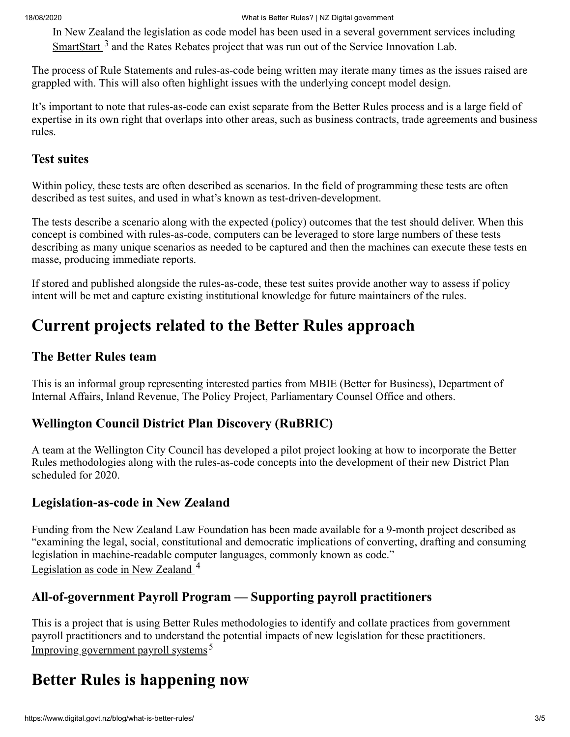In New Zealand the legislation as code model has been used in a several government services including SmartStart [3] and the Rates Rebates project that was run out of the Service Innovation Lab.

The process of Rule Statements and rules-as-code being written may iterate many times as the issues raised are grappled with. This will also often highlight issues with the underlying concept model design.

It's important to note that rules-as-code can exist separate from the Better Rules process and is a large field of expertise in its own right that overlaps into other areas, such as business contracts, trade agreements and business rules.

### Test suites

Within policy, these tests are often described as scenarios. In the field of programming these tests are often described as test suites, and used in what's known as test-driven-development.

The tests describe a scenario along with the expected (policy) outcomes that the test should deliver. When this concept is combined with rules-as-code, computers can be leveraged to store large numbers of these tests describing as many unique scenarios as needed to be captured and then the machines can execute these tests en masse, producing immediate reports.

If stored and published alongside the rules-as-code, these test suites provide another way to assess if policy intent will be met and capture existing institutional knowledge for future maintainers of the rules.

## Current projects related to the Better Rules approach

### The Better Rules team

This is an informal group representing interested parties from MBIE (Better for Business), Department of Internal Affairs, Inland Revenue, The Policy Project, Parliamentary Counsel Office and others.

### Wellington Council District Plan Discovery (RuBRIC)

A team at the Wellington City Council has developed a pilot project looking at how to incorporate the Better Rules methodologies along with the rules-as-code concepts into the development of their new District Plan scheduled for 2020.

### Legislation-as-code in New Zealand

Funding from the New Zealand Law Foundation has been made available for a 9-month project described as "examining the legal, social, constitutional and democratic implications of converting, drafting and consuming legislation in machine-readable computer languages, commonly known as code."
Legislation as code in New Zealand [4]

### All-of-government Payroll Program — Supporting payroll practitioners

This is a project that is using Better Rules methodologies to identify and collate practices from government payroll practitioners and to understand the potential impacts of new legislation for these practitioners.
Improving government payroll systems [5]

## Better Rules is happening now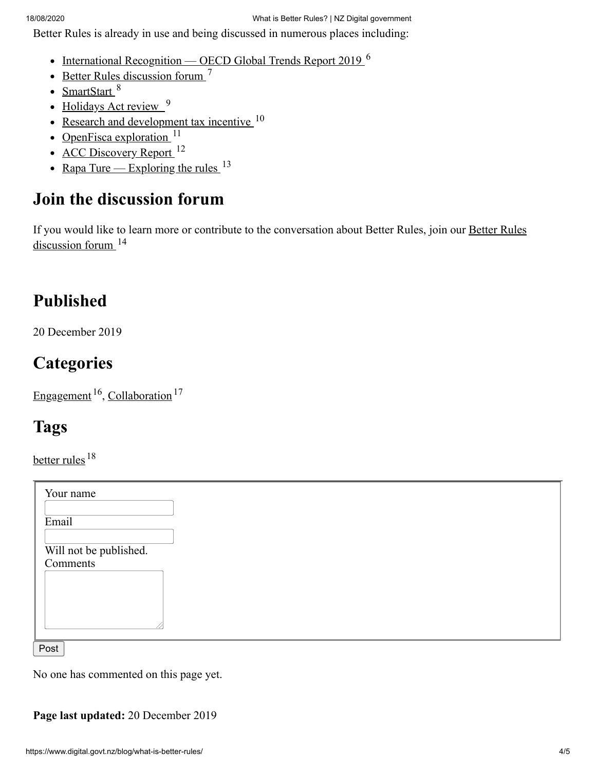Better Rules is already in use and being discussed in numerous places including:

- International Recognition — OECD Global Trends Report 2019 [6]
- Better Rules discussion forum [7]
- SmartStart [8]
- Holidays Act review [9]
- Research and development tax incentive [10]
- OpenFisca exploration [11]
- ACC Discovery Report [12]
- Rapa Ture — Exploring the rules [13]

## Join the discussion forum

If you would like to learn more or contribute to the conversation about Better Rules, join our Better Rules discussion forum [14]

## Published

20 December 2019

## Categories

Engagement [16], Collaboration [17]

## Tags

better rules [18]

Your name

Email

Will not be published.

Comments

Post

No one has commented on this page yet.

**Page last updated:** 20 December 2019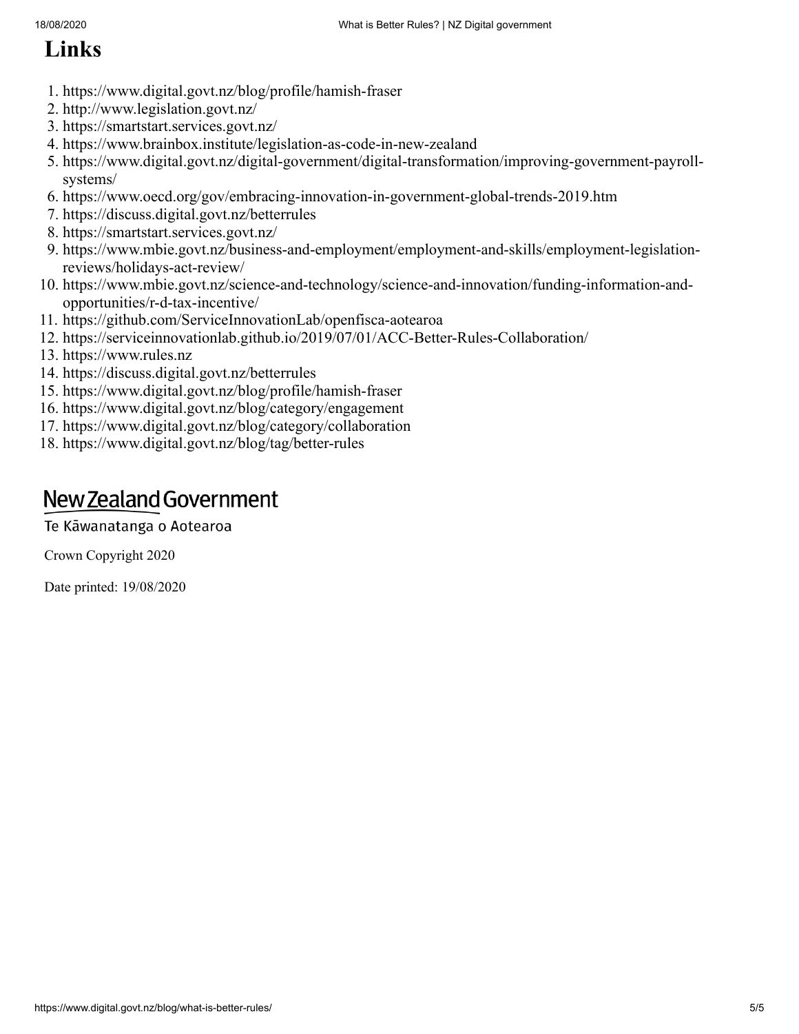# Links

1. https://www.digital.govt.nz/blog/profile/hamish-fraser
2. http://www.legislation.govt.nz/
3. https://smartstart.services.govt.nz/
4. https://www.brainbox.institute/legislation-as-code-in-new-zealand
5. https://www.digital.govt.nz/digital-government/digital-transformation/improving-government-payroll-systems/
6. https://www.oecd.org/gov/embracing-innovation-in-government-global-trends-2019.htm
7. https://discuss.digital.govt.nz/betterrules
8. https://smartstart.services.govt.nz/
9. https://www.mbie.govt.nz/business-and-employment/employment-and-skills/employment-legislation-reviews/holidays-act-review/
10. https://www.mbie.govt.nz/science-and-technology/science-and-innovation/funding-information-and-opportunities/r-d-tax-incentive/
11. https://github.com/ServiceInnovationLab/openfisca-aotearoa
12. https://serviceinnovationlab.github.io/2019/07/01/ACC-Better-Rules-Collaboration/
13. https://www.rules.nz
14. https://discuss.digital.govt.nz/betterrules
15. https://www.digital.govt.nz/blog/profile/hamish-fraser
16. https://www.digital.govt.nz/blog/category/engagement
17. https://www.digital.govt.nz/blog/category/collaboration
18. https://www.digital.govt.nz/blog/tag/better-rules

New Zealand Government

Te Kāwanatanga o Aotearoa

Crown Copyright 2020

Date printed: 19/08/2020